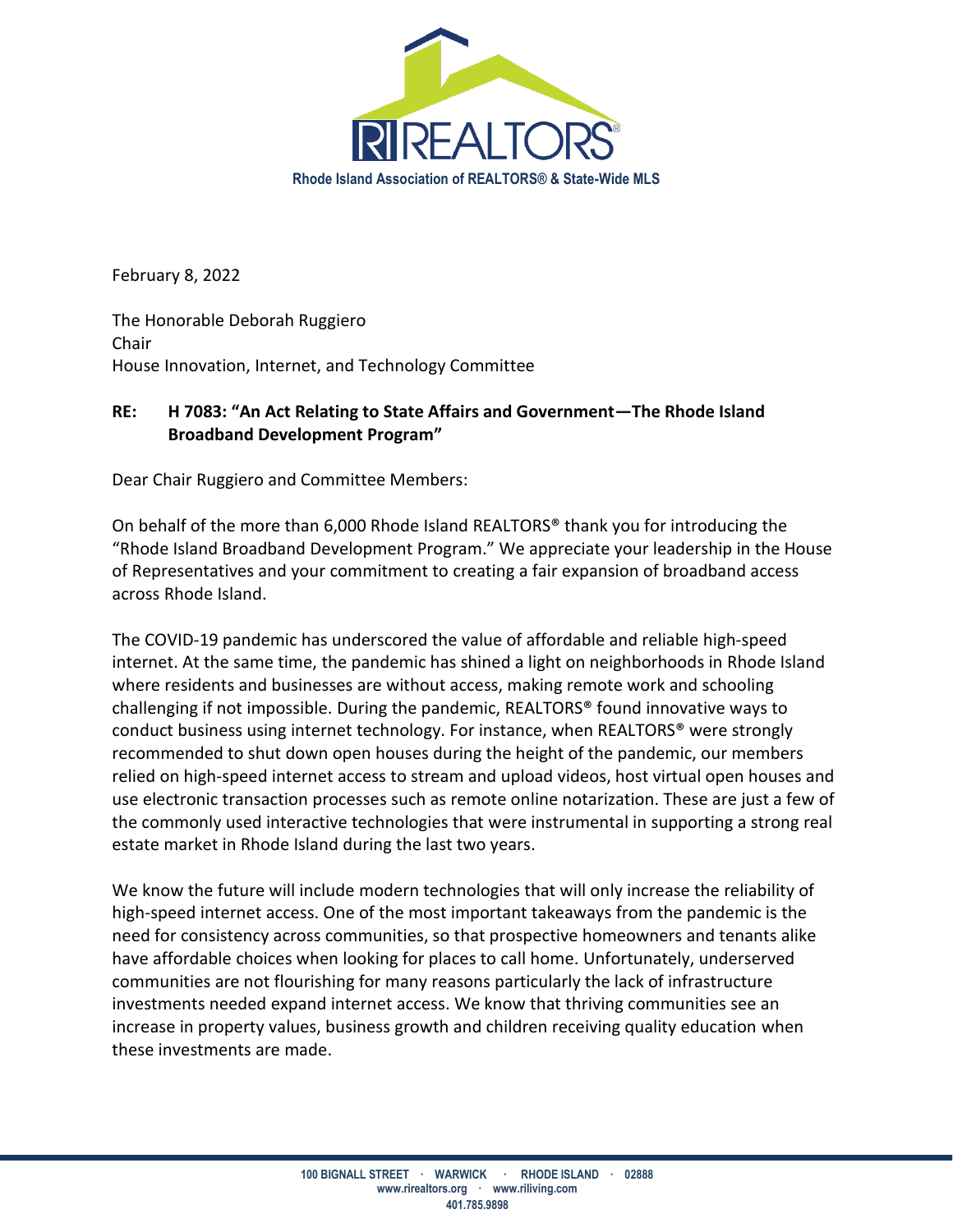RIREALTORS®

**Rhode Island Association of REALTORS® & State-Wide MLS**

February 8, 2022

The Honorable Deborah Ruggiero
Chair
House Innovation, Internet, and Technology Committee

**RE: H 7083: "An Act Relating to State Affairs and Government—The Rhode Island Broadband Development Program"**

Dear Chair Ruggiero and Committee Members:

On behalf of the more than 6,000 Rhode Island REALTORS® thank you for introducing the "Rhode Island Broadband Development Program." We appreciate your leadership in the House of Representatives and your commitment to creating a fair expansion of broadband access across Rhode Island.

The COVID-19 pandemic has underscored the value of affordable and reliable high-speed internet. At the same time, the pandemic has shined a light on neighborhoods in Rhode Island where residents and businesses are without access, making remote work and schooling challenging if not impossible. During the pandemic, REALTORS® found innovative ways to conduct business using internet technology. For instance, when REALTORS® were strongly recommended to shut down open houses during the height of the pandemic, our members relied on high-speed internet access to stream and upload videos, host virtual open houses and use electronic transaction processes such as remote online notarization. These are just a few of the commonly used interactive technologies that were instrumental in supporting a strong real estate market in Rhode Island during the last two years.

We know the future will include modern technologies that will only increase the reliability of high-speed internet access. One of the most important takeaways from the pandemic is the need for consistency across communities, so that prospective homeowners and tenants alike have affordable choices when looking for places to call home. Unfortunately, underserved communities are not flourishing for many reasons particularly the lack of infrastructure investments needed expand internet access. We know that thriving communities see an increase in property values, business growth and children receiving quality education when these investments are made.

100 BIGNALL STREET · WARWICK · RHODE ISLAND · 02888
www.rirealtors.org · www.riliving.com
401.785.9898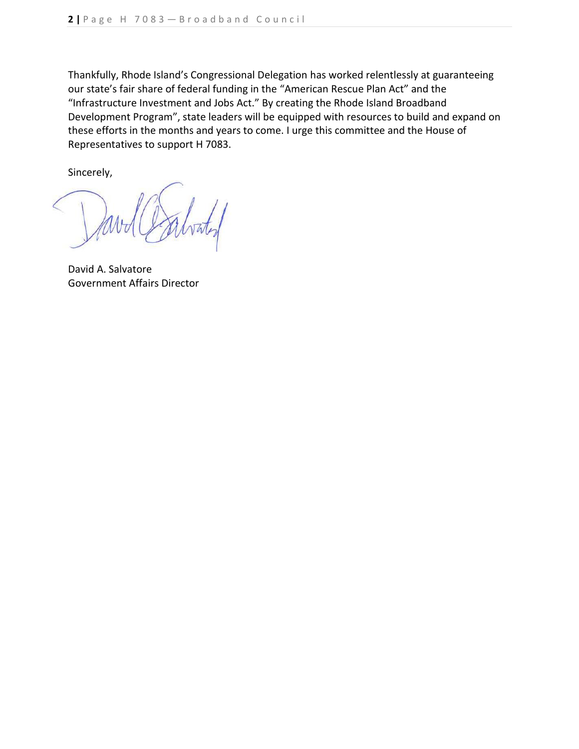Thankfully, Rhode Island's Congressional Delegation has worked relentlessly at guaranteeing our state's fair share of federal funding in the "American Rescue Plan Act" and the "Infrastructure Investment and Jobs Act." By creating the Rhode Island Broadband Development Program", state leaders will be equipped with resources to build and expand on these efforts in the months and years to come. I urge this committee and the House of Representatives to support H 7083.

Sincerely,

David A. Salvatore
Government Affairs Director